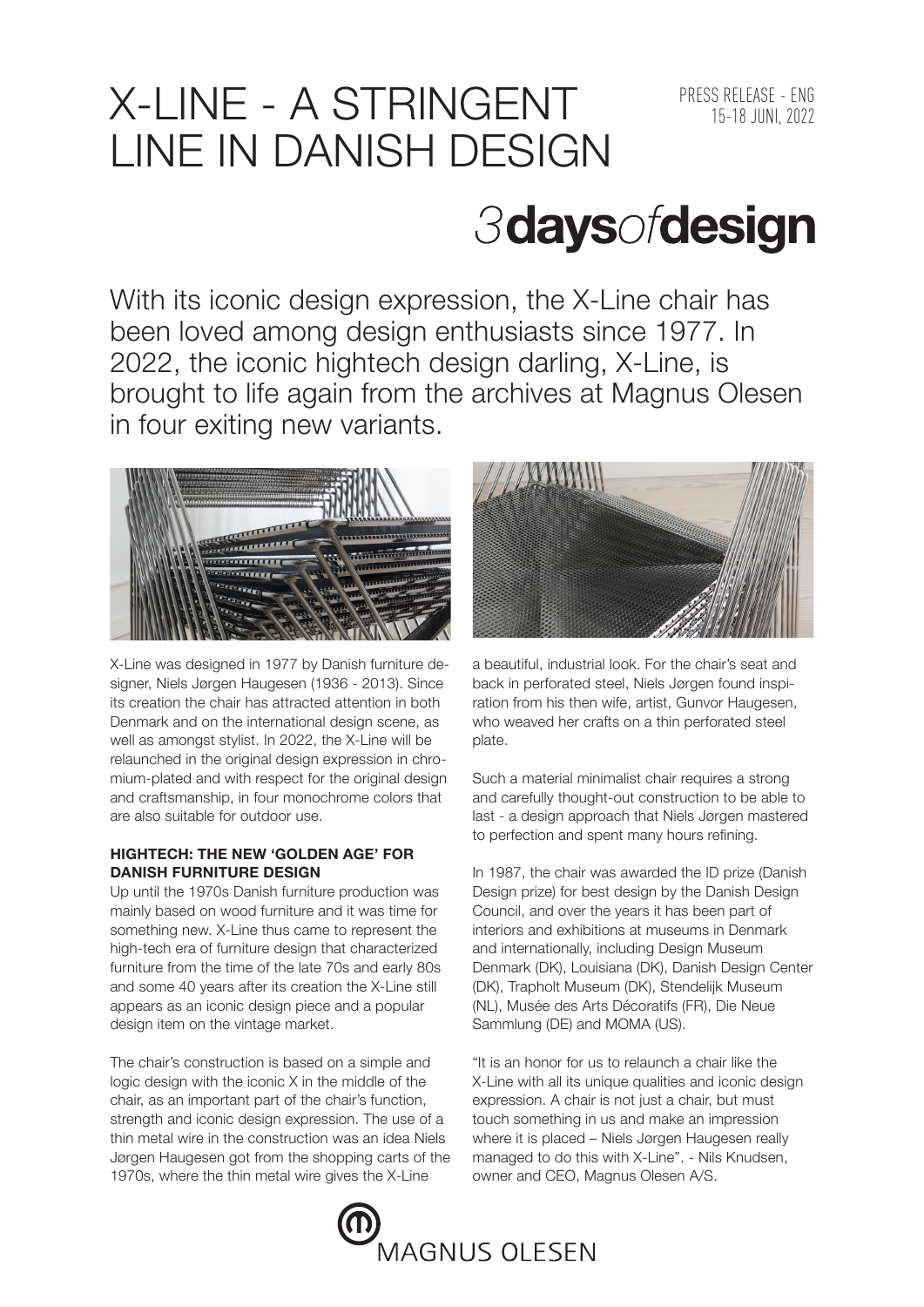# X-LINE - A STRINGENT LINE IN DANISH DESIGN

PRESS RELEASE - ENG
15-18 JUNI, 2022

3daysofdesign

With its iconic design expression, the X-Line chair has been loved among design enthusiasts since 1977. In 2022, the iconic hightech design darling, X-Line, is brought to life again from the archives at Magnus Olesen in four exiting new variants.

X-Line was designed in 1977 by Danish furniture designer, Niels Jørgen Haugesen (1936 - 2013). Since its creation the chair has attracted attention in both Denmark and on the international design scene, as well as amongst stylist. In 2022, the X-Line will be relaunched in the original design expression in chromium-plated and with respect for the original design and craftsmanship, in four monochrome colors that are also suitable for outdoor use.

**HIGHTECH: THE NEW 'GOLDEN AGE' FOR DANISH FURNITURE DESIGN**

Up until the 1970s Danish furniture production was mainly based on wood furniture and it was time for something new. X-Line thus came to represent the high-tech era of furniture design that characterized furniture from the time of the late 70s and early 80s and some 40 years after its creation the X-Line still appears as an iconic design piece and a popular design item on the vintage market.

The chair's construction is based on a simple and logic design with the iconic X in the middle of the chair, as an important part of the chair's function, strength and iconic design expression. The use of a thin metal wire in the construction was an idea Niels Jørgen Haugesen got from the shopping carts of the 1970s, where the thin metal wire gives the X-Line a beautiful, industrial look. For the chair's seat and back in perforated steel, Niels Jørgen found inspiration from his then wife, artist, Gunvor Haugesen, who weaved her crafts on a thin perforated steel plate.

Such a material minimalist chair requires a strong and carefully thought-out construction to be able to last - a design approach that Niels Jørgen mastered to perfection and spent many hours refining.

In 1987, the chair was awarded the ID prize (Danish Design prize) for best design by the Danish Design Council, and over the years it has been part of interiors and exhibitions at museums in Denmark and internationally, including Design Museum Denmark (DK), Louisiana (DK), Danish Design Center (DK), Trapholt Museum (DK), Stendelijk Museum (NL), Musée des Arts Décoratifs (FR), Die Neue Sammlung (DE) and MOMA (US).

"It is an honor for us to relaunch a chair like the X-Line with all its unique qualities and iconic design expression. A chair is not just a chair, but must touch something in us and make an impression where it is placed – Niels Jørgen Haugesen really managed to do this with X-Line". - Nils Knudsen, owner and CEO, Magnus Olesen A/S.

MAGNUS OLESEN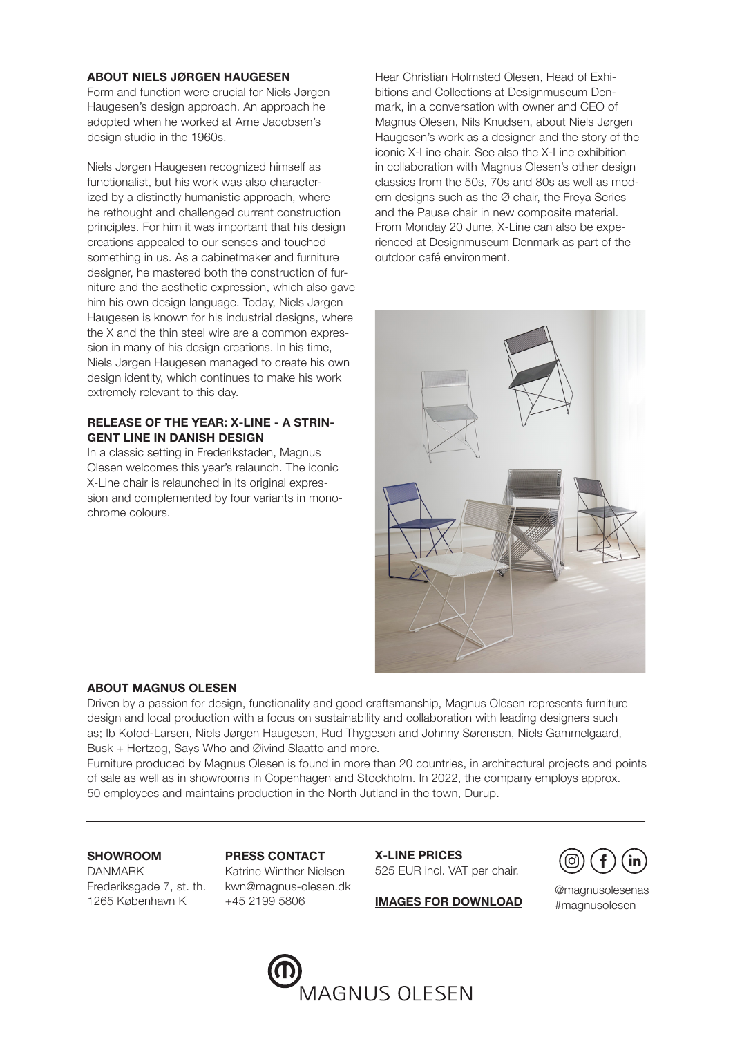## ABOUT NIELS JØRGEN HAUGESEN

Form and function were crucial for Niels Jørgen Haugesen's design approach. An approach he adopted when he worked at Arne Jacobsen's design studio in the 1960s.

Niels Jørgen Haugesen recognized himself as functionalist, but his work was also characterized by a distinctly humanistic approach, where he rethought and challenged current construction principles. For him it was important that his design creations appealed to our senses and touched something in us. As a cabinetmaker and furniture designer, he mastered both the construction of furniture and the aesthetic expression, which also gave him his own design language. Today, Niels Jørgen Haugesen is known for his industrial designs, where the X and the thin steel wire are a common expression in many of his design creations. In his time, Niels Jørgen Haugesen managed to create his own design identity, which continues to make his work extremely relevant to this day.

## RELEASE OF THE YEAR: X-LINE - A STRINGENT LINE IN DANISH DESIGN

In a classic setting in Frederikstaden, Magnus Olesen welcomes this year's relaunch. The iconic X-Line chair is relaunched in its original expression and complemented by four variants in monochrome colours.

Hear Christian Holmsted Olesen, Head of Exhibitions and Collections at Designmuseum Denmark, in a conversation with owner and CEO of Magnus Olesen, Nils Knudsen, about Niels Jørgen Haugesen's work as a designer and the story of the iconic X-Line chair. See also the X-Line exhibition in collaboration with Magnus Olesen's other design classics from the 50s, 70s and 80s as well as modern designs such as the Ø chair, the Freya Series and the Pause chair in new composite material. From Monday 20 June, X-Line can also be experienced at Designmuseum Denmark as part of the outdoor café environment.

## ABOUT MAGNUS OLESEN

Driven by a passion for design, functionality and good craftsmanship, Magnus Olesen represents furniture design and local production with a focus on sustainability and collaboration with leading designers such as; Ib Kofod-Larsen, Niels Jørgen Haugesen, Rud Thygesen and Johnny Sørensen, Niels Gammelgaard, Busk + Hertzog, Says Who and Øivind Slaatto and more.

Furniture produced by Magnus Olesen is found in more than 20 countries, in architectural projects and points of sale as well as in showrooms in Copenhagen and Stockholm. In 2022, the company employs approx. 50 employees and maintains production in the North Jutland in the town, Durup.

---

**SHOWROOM**
DANMARK
Frederiksgade 7, st. th.
1265 København K

**PRESS CONTACT**
Katrine Winther Nielsen
kwn@magnus-olesen.dk
+45 2199 5806

**X-LINE PRICES**
525 EUR incl. VAT per chair.

**IMAGES FOR DOWNLOAD**

@magnusolesenas
#magnusolesen

MAGNUS OLESEN